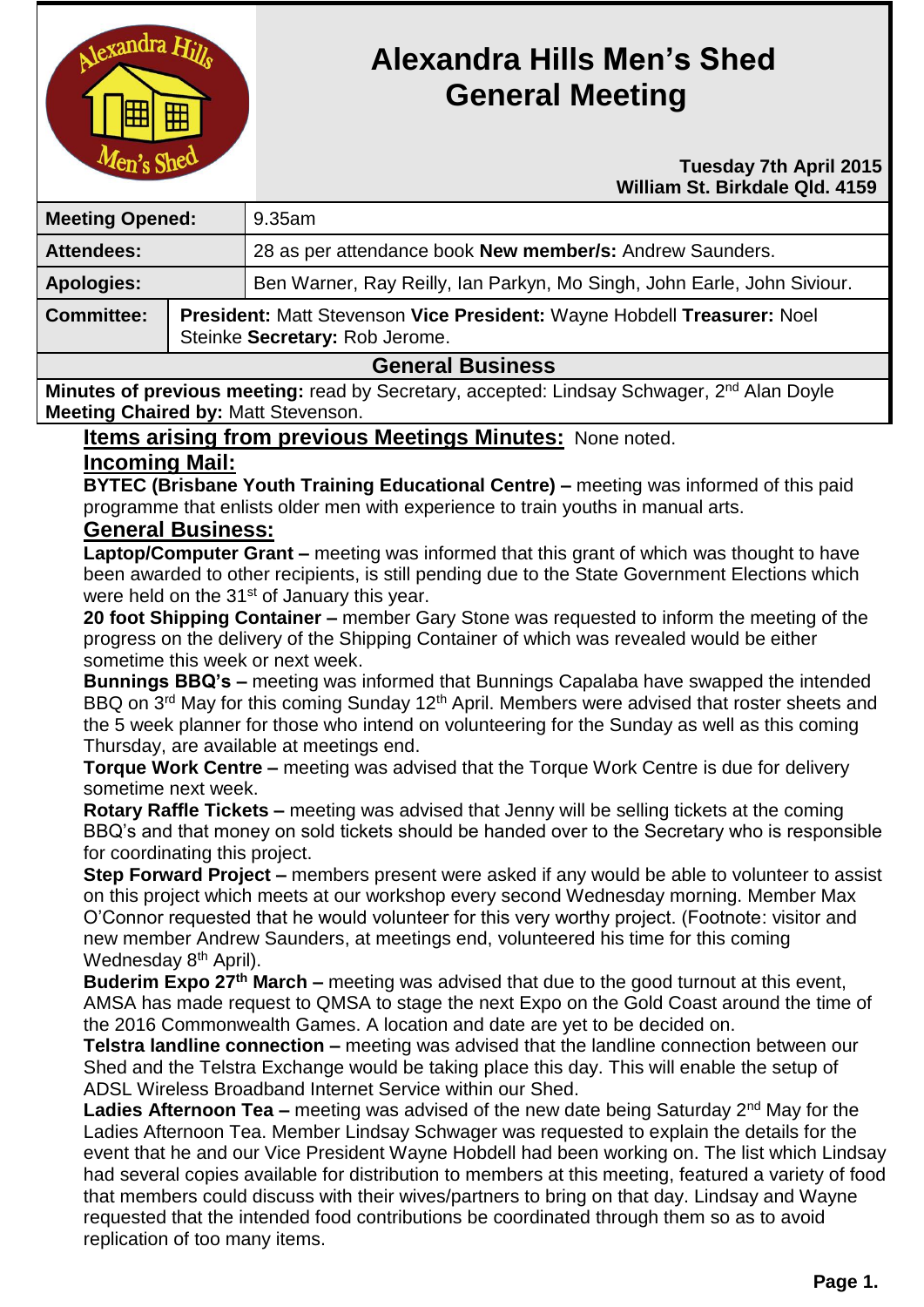# Alexandra Hills Men's Shed General Meeting

**Tuesday 7th April 2015**
**William St. Birkdale Qld. 4159**

| | |
|---|---|
| **Meeting Opened:** | 9.35am |
| **Attendees:** | 28 as per attendance book **New member/s:** Andrew Saunders. |
| **Apologies:** | Ben Warner, Ray Reilly, Ian Parkyn, Mo Singh, John Earle, John Siviour. |
| **Committee:** | **President:** Matt Stevenson **Vice President:** Wayne Hobdell **Treasurer:** Noel Steinke **Secretary:** Rob Jerome. |

## General Business

**Minutes of previous meeting:** read by Secretary, accepted: Lindsay Schwager, 2nd Alan Doyle
**Meeting Chaired by:** Matt Stevenson.

**Items arising from previous Meetings Minutes:** None noted.

**Incoming Mail:**

**BYTEC (Brisbane Youth Training Educational Centre) –** meeting was informed of this paid programme that enlists older men with experience to train youths in manual arts.

**General Business:**

**Laptop/Computer Grant –** meeting was informed that this grant of which was thought to have been awarded to other recipients, is still pending due to the State Government Elections which were held on the 31st of January this year.

**20 foot Shipping Container –** member Gary Stone was requested to inform the meeting of the progress on the delivery of the Shipping Container of which was revealed would be either sometime this week or next week.

**Bunnings BBQ's –** meeting was informed that Bunnings Capalaba have swapped the intended BBQ on 3rd May for this coming Sunday 12th April. Members were advised that roster sheets and the 5 week planner for those who intend on volunteering for the Sunday as well as this coming Thursday, are available at meetings end.

**Torque Work Centre –** meeting was advised that the Torque Work Centre is due for delivery sometime next week.

**Rotary Raffle Tickets –** meeting was advised that Jenny will be selling tickets at the coming BBQ's and that money on sold tickets should be handed over to the Secretary who is responsible for coordinating this project.

**Step Forward Project –** members present were asked if any would be able to volunteer to assist on this project which meets at our workshop every second Wednesday morning. Member Max O'Connor requested that he would volunteer for this very worthy project. (Footnote: visitor and new member Andrew Saunders, at meetings end, volunteered his time for this coming Wednesday 8th April).

**Buderim Expo 27th March –** meeting was advised that due to the good turnout at this event, AMSA has made request to QMSA to stage the next Expo on the Gold Coast around the time of the 2016 Commonwealth Games. A location and date are yet to be decided on.

**Telstra landline connection –** meeting was advised that the landline connection between our Shed and the Telstra Exchange would be taking place this day. This will enable the setup of ADSL Wireless Broadband Internet Service within our Shed.

**Ladies Afternoon Tea –** meeting was advised of the new date being Saturday 2nd May for the Ladies Afternoon Tea. Member Lindsay Schwager was requested to explain the details for the event that he and our Vice President Wayne Hobdell had been working on. The list which Lindsay had several copies available for distribution to members at this meeting, featured a variety of food that members could discuss with their wives/partners to bring on that day. Lindsay and Wayne requested that the intended food contributions be coordinated through them so as to avoid replication of too many items.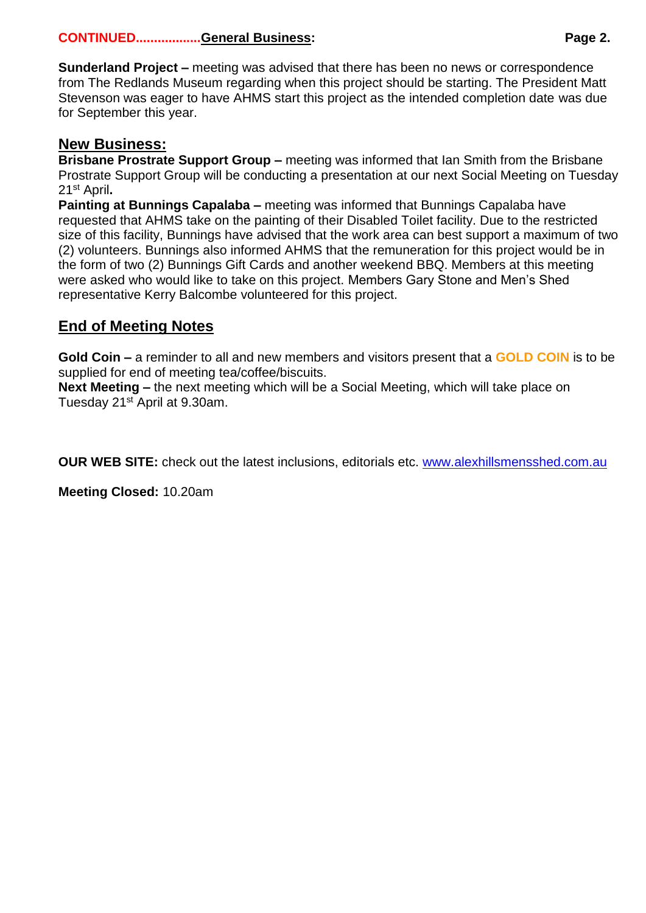**CONTINUED..................General Business:**

**Sunderland Project –** meeting was advised that there has been no news or correspondence from The Redlands Museum regarding when this project should be starting. The President Matt Stevenson was eager to have AHMS start this project as the intended completion date was due for September this year.

## New Business:

**Brisbane Prostrate Support Group –** meeting was informed that Ian Smith from the Brisbane Prostrate Support Group will be conducting a presentation at our next Social Meeting on Tuesday 21st April.

**Painting at Bunnings Capalaba –** meeting was informed that Bunnings Capalaba have requested that AHMS take on the painting of their Disabled Toilet facility. Due to the restricted size of this facility, Bunnings have advised that the work area can best support a maximum of two (2) volunteers. Bunnings also informed AHMS that the remuneration for this project would be in the form of two (2) Bunnings Gift Cards and another weekend BBQ. Members at this meeting were asked who would like to take on this project. Members Gary Stone and Men's Shed representative Kerry Balcombe volunteered for this project.

## End of Meeting Notes

**Gold Coin –** a reminder to all and new members and visitors present that a **GOLD COIN** is to be supplied for end of meeting tea/coffee/biscuits.

**Next Meeting –** the next meeting which will be a Social Meeting, which will take place on Tuesday 21st April at 9.30am.

**OUR WEB SITE:** check out the latest inclusions, editorials etc. [www.alexhillsmensshed.com.au](http://www.alexhillsmensshed.com.au)

**Meeting Closed:** 10.20am